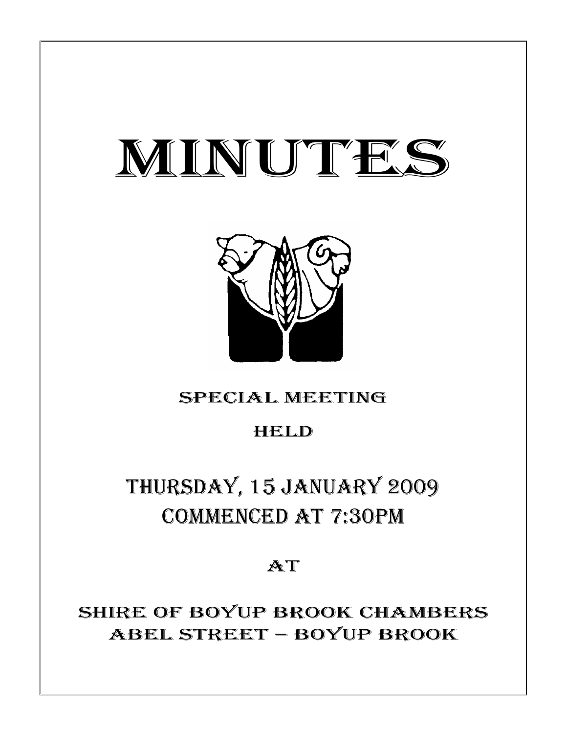# MINUTES

SPECIAL MEETING

HELD

## THURSDAY, 15 JANUARY 2009
## COMMENCED AT 7:30PM

AT

SHIRE OF BOYUP BROOK CHAMBERS
ABEL STREET – BOYUP BROOK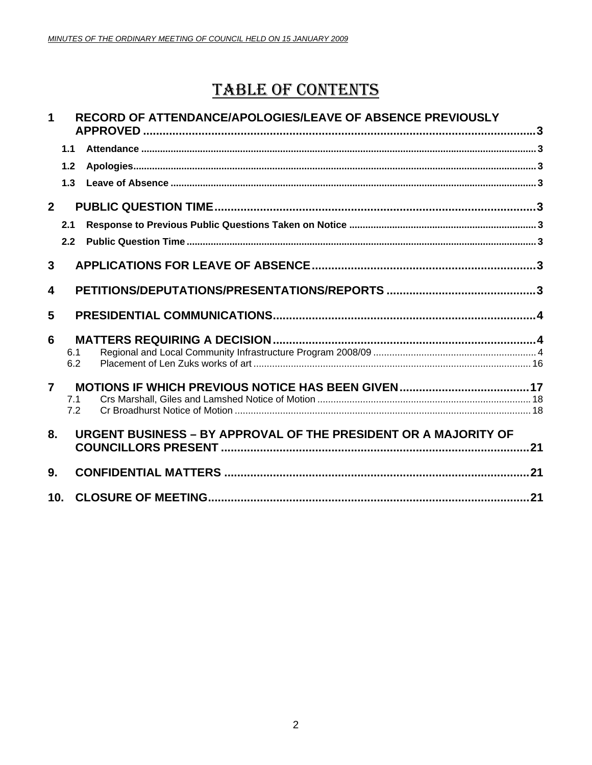# TABLE OF CONTENTS

**1 RECORD OF ATTENDANCE/APOLOGIES/LEAVE OF ABSENCE PREVIOUSLY APPROVED ....... 3**

- **1.1 Attendance ....... 3**
- **1.2 Apologies....... 3**
- **1.3 Leave of Absence ....... 3**

**2 PUBLIC QUESTION TIME....... 3**

- **2.1 Response to Previous Public Questions Taken on Notice ....... 3**
- **2.2 Public Question Time ....... 3**

**3 APPLICATIONS FOR LEAVE OF ABSENCE....... 3**

**4 PETITIONS/DEPUTATIONS/PRESENTATIONS/REPORTS ....... 3**

**5 PRESIDENTIAL COMMUNICATIONS....... 4**

**6 MATTERS REQUIRING A DECISION....... 4**

- 6.1 Regional and Local Community Infrastructure Program 2008/09 ....... 4
- 6.2 Placement of Len Zuks works of art ....... 16

**7 MOTIONS IF WHICH PREVIOUS NOTICE HAS BEEN GIVEN....... 17**

- 7.1 Crs Marshall, Giles and Lamshed Notice of Motion ....... 18
- 7.2 Cr Broadhurst Notice of Motion ....... 18

**8. URGENT BUSINESS – BY APPROVAL OF THE PRESIDENT OR A MAJORITY OF COUNCILLORS PRESENT ....... 21**

**9. CONFIDENTIAL MATTERS ....... 21**

**10. CLOSURE OF MEETING....... 21**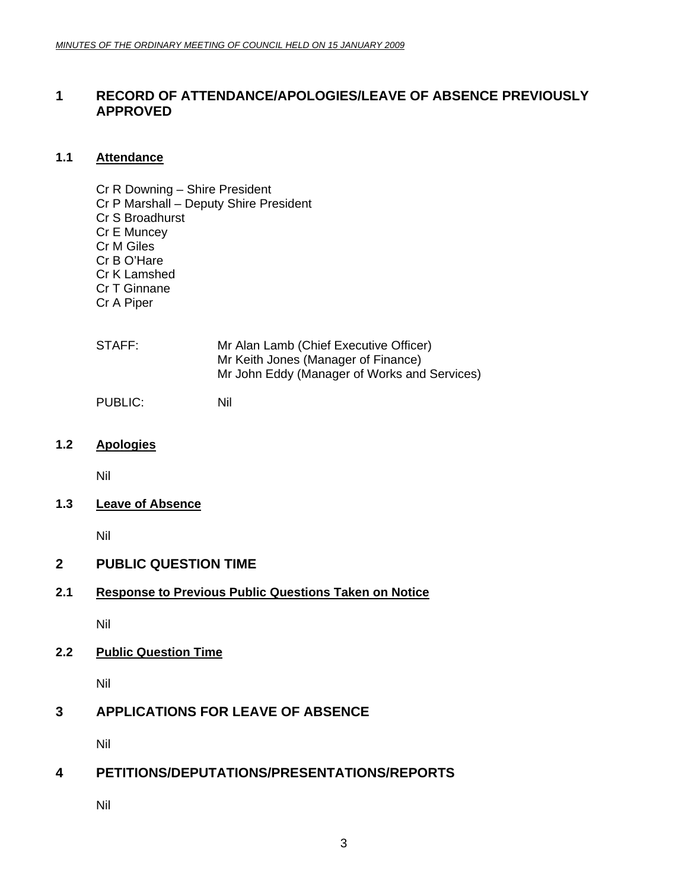## 1 RECORD OF ATTENDANCE/APOLOGIES/LEAVE OF ABSENCE PREVIOUSLY APPROVED

### 1.1 Attendance

Cr R Downing – Shire President
Cr P Marshall – Deputy Shire President
Cr S Broadhurst
Cr E Muncey
Cr M Giles
Cr B O'Hare
Cr K Lamshed
Cr T Ginnane
Cr A Piper

STAFF: Mr Alan Lamb (Chief Executive Officer)
Mr Keith Jones (Manager of Finance)
Mr John Eddy (Manager of Works and Services)

PUBLIC: Nil

### 1.2 Apologies

Nil

### 1.3 Leave of Absence

Nil

## 2 PUBLIC QUESTION TIME

### 2.1 Response to Previous Public Questions Taken on Notice

Nil

### 2.2 Public Question Time

Nil

## 3 APPLICATIONS FOR LEAVE OF ABSENCE

Nil

## 4 PETITIONS/DEPUTATIONS/PRESENTATIONS/REPORTS

Nil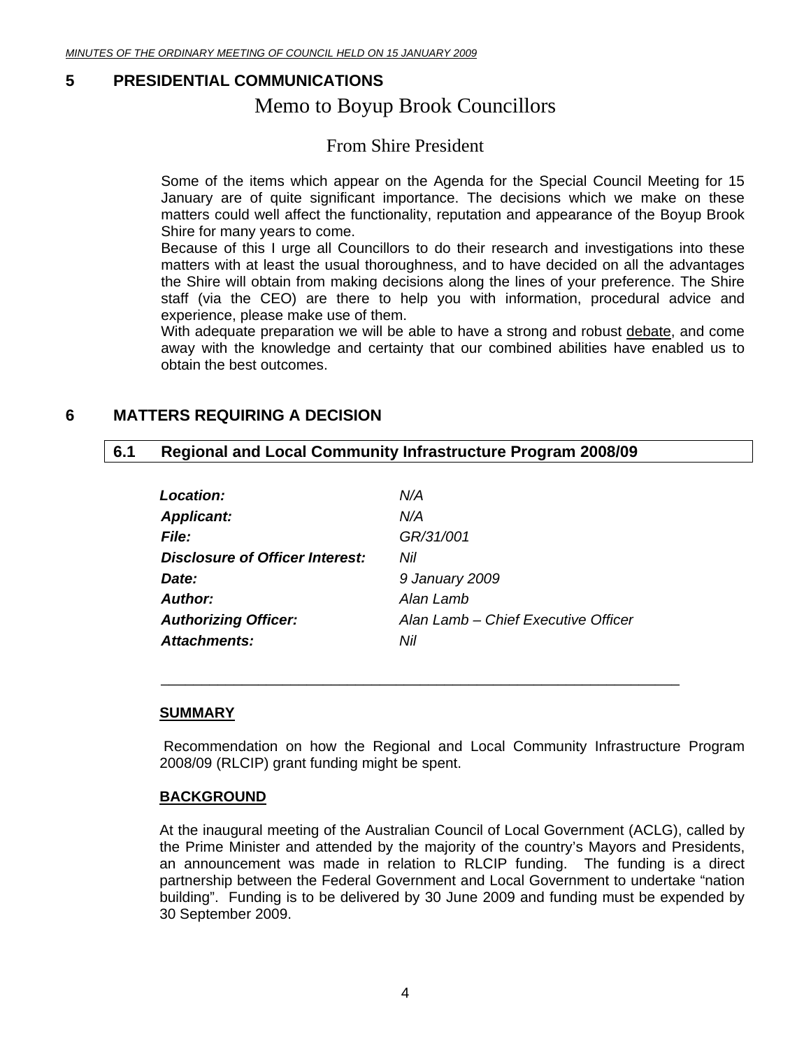## 5 PRESIDENTIAL COMMUNICATIONS

### Memo to Boyup Brook Councillors

### From Shire President

Some of the items which appear on the Agenda for the Special Council Meeting for 15 January are of quite significant importance. The decisions which we make on these matters could well affect the functionality, reputation and appearance of the Boyup Brook Shire for many years to come.
Because of this I urge all Councillors to do their research and investigations into these matters with at least the usual thoroughness, and to have decided on all the advantages the Shire will obtain from making decisions along the lines of your preference. The Shire staff (via the CEO) are there to help you with information, procedural advice and experience, please make use of them.
With adequate preparation we will be able to have a strong and robust debate, and come away with the knowledge and certainty that our combined abilities have enabled us to obtain the best outcomes.

## 6 MATTERS REQUIRING A DECISION

### 6.1 Regional and Local Community Infrastructure Program 2008/09

| | |
|---|---|
| ***Location:*** | *N/A* |
| ***Applicant:*** | *N/A* |
| ***File:*** | *GR/31/001* |
| ***Disclosure of Officer Interest:*** | *Nil* |
| ***Date:*** | *9 January 2009* |
| ***Author:*** | *Alan Lamb* |
| ***Authorizing Officer:*** | *Alan Lamb – Chief Executive Officer* |
| ***Attachments:*** | *Nil* |

---

**SUMMARY**

Recommendation on how the Regional and Local Community Infrastructure Program 2008/09 (RLCIP) grant funding might be spent.

**BACKGROUND**

At the inaugural meeting of the Australian Council of Local Government (ACLG), called by the Prime Minister and attended by the majority of the country's Mayors and Presidents, an announcement was made in relation to RLCIP funding. The funding is a direct partnership between the Federal Government and Local Government to undertake "nation building". Funding is to be delivered by 30 June 2009 and funding must be expended by 30 September 2009.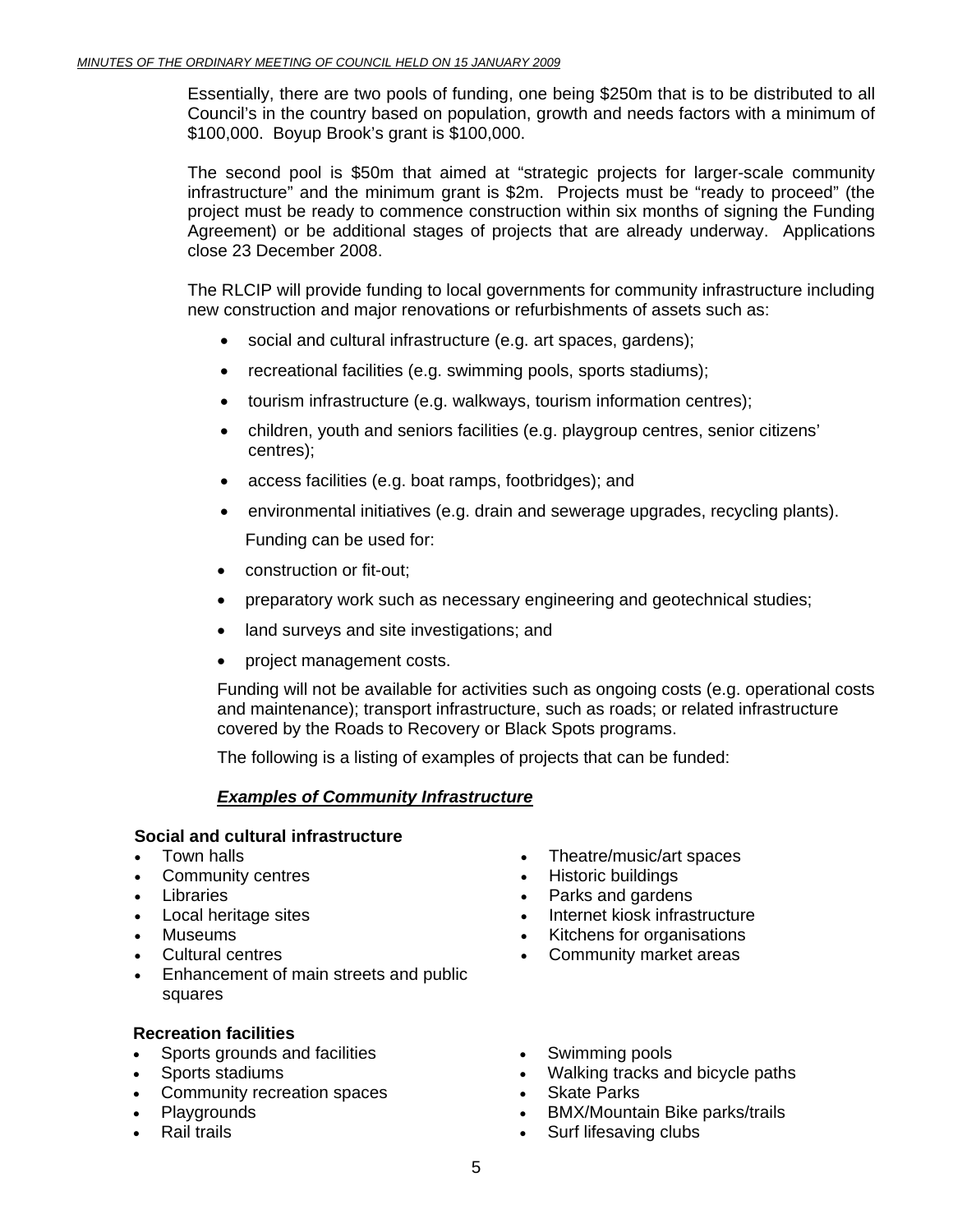Essentially, there are two pools of funding, one being $250m that is to be distributed to all Council's in the country based on population, growth and needs factors with a minimum of $100,000. Boyup Brook's grant is $100,000.

The second pool is $50m that aimed at "strategic projects for larger-scale community infrastructure" and the minimum grant is $2m. Projects must be "ready to proceed" (the project must be ready to commence construction within six months of signing the Funding Agreement) or be additional stages of projects that are already underway. Applications close 23 December 2008.

The RLCIP will provide funding to local governments for community infrastructure including new construction and major renovations or refurbishments of assets such as:

- social and cultural infrastructure (e.g. art spaces, gardens);
- recreational facilities (e.g. swimming pools, sports stadiums);
- tourism infrastructure (e.g. walkways, tourism information centres);
- children, youth and seniors facilities (e.g. playgroup centres, senior citizens' centres);
- access facilities (e.g. boat ramps, footbridges); and
- environmental initiatives (e.g. drain and sewerage upgrades, recycling plants).

Funding can be used for:

- construction or fit-out;
- preparatory work such as necessary engineering and geotechnical studies;
- land surveys and site investigations; and
- project management costs.

Funding will not be available for activities such as ongoing costs (e.g. operational costs and maintenance); transport infrastructure, such as roads; or related infrastructure covered by the Roads to Recovery or Black Spots programs.

The following is a listing of examples of projects that can be funded:

***Examples of Community Infrastructure***

**Social and cultural infrastructure**

- Town halls
- Community centres
- Libraries
- Local heritage sites
- Museums
- Cultural centres
- Enhancement of main streets and public squares
- Theatre/music/art spaces
- Historic buildings
- Parks and gardens
- Internet kiosk infrastructure
- Kitchens for organisations
- Community market areas

**Recreation facilities**

- Sports grounds and facilities
- Sports stadiums
- Community recreation spaces
- Playgrounds
- Rail trails
- Swimming pools
- Walking tracks and bicycle paths
- Skate Parks
- BMX/Mountain Bike parks/trails
- Surf lifesaving clubs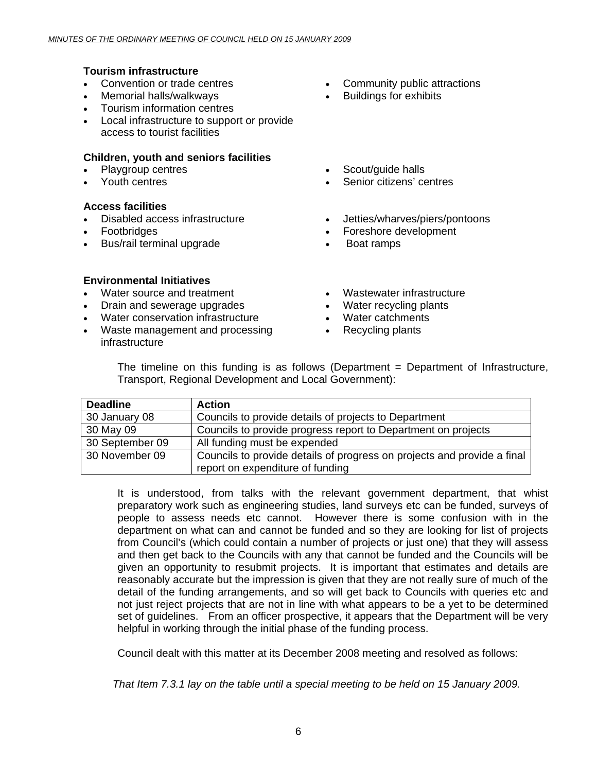**Tourism infrastructure**

- Convention or trade centres
- Memorial halls/walkways
- Tourism information centres
- Local infrastructure to support or provide access to tourist facilities
- Community public attractions
- Buildings for exhibits

**Children, youth and seniors facilities**

- Playgroup centres
- Youth centres
- Scout/guide halls
- Senior citizens' centres

**Access facilities**

- Disabled access infrastructure
- Footbridges
- Bus/rail terminal upgrade
- Jetties/wharves/piers/pontoons
- Foreshore development
- Boat ramps

**Environmental Initiatives**

- Water source and treatment
- Drain and sewerage upgrades
- Water conservation infrastructure
- Waste management and processing infrastructure
- Wastewater infrastructure
- Water recycling plants
- Water catchments
- Recycling plants

The timeline on this funding is as follows (Department = Department of Infrastructure, Transport, Regional Development and Local Government):

| Deadline | Action |
|---|---|
| 30 January 08 | Councils to provide details of projects to Department |
| 30 May 09 | Councils to provide progress report to Department on projects |
| 30 September 09 | All funding must be expended |
| 30 November 09 | Councils to provide details of progress on projects and provide a final report on expenditure of funding |

It is understood, from talks with the relevant government department, that whist preparatory work such as engineering studies, land surveys etc can be funded, surveys of people to assess needs etc cannot. However there is some confusion with in the department on what can and cannot be funded and so they are looking for list of projects from Council's (which could contain a number of projects or just one) that they will assess and then get back to the Councils with any that cannot be funded and the Councils will be given an opportunity to resubmit projects. It is important that estimates and details are reasonably accurate but the impression is given that they are not really sure of much of the detail of the funding arrangements, and so will get back to Councils with queries etc and not just reject projects that are not in line with what appears to be a yet to be determined set of guidelines. From an officer prospective, it appears that the Department will be very helpful in working through the initial phase of the funding process.

Council dealt with this matter at its December 2008 meeting and resolved as follows:

*That Item 7.3.1 lay on the table until a special meeting to be held on 15 January 2009.*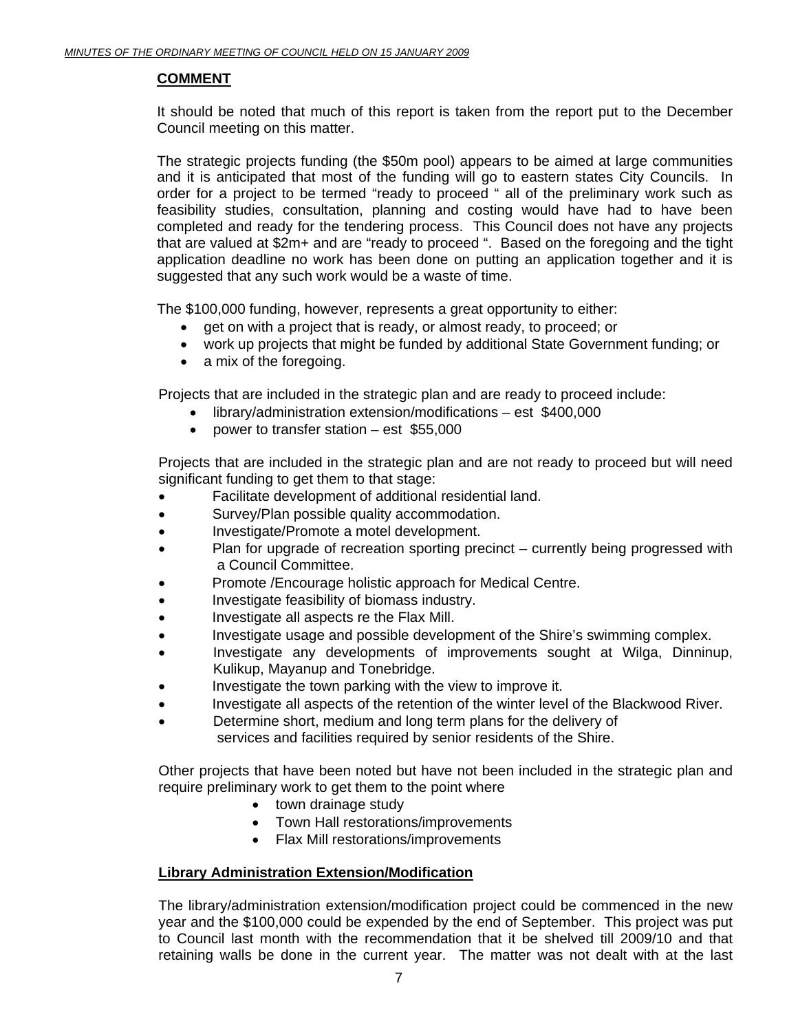**COMMENT**

It should be noted that much of this report is taken from the report put to the December Council meeting on this matter.

The strategic projects funding (the $50m pool) appears to be aimed at large communities and it is anticipated that most of the funding will go to eastern states City Councils. In order for a project to be termed "ready to proceed " all of the preliminary work such as feasibility studies, consultation, planning and costing would have had to have been completed and ready for the tendering process. This Council does not have any projects that are valued at $2m+ and are "ready to proceed ". Based on the foregoing and the tight application deadline no work has been done on putting an application together and it is suggested that any such work would be a waste of time.

The $100,000 funding, however, represents a great opportunity to either:

- get on with a project that is ready, or almost ready, to proceed; or
- work up projects that might be funded by additional State Government funding; or
- a mix of the foregoing.

Projects that are included in the strategic plan and are ready to proceed include:

- library/administration extension/modifications – est $400,000
- power to transfer station – est $55,000

Projects that are included in the strategic plan and are not ready to proceed but will need significant funding to get them to that stage:

- Facilitate development of additional residential land.
- Survey/Plan possible quality accommodation.
- Investigate/Promote a motel development.
- Plan for upgrade of recreation sporting precinct – currently being progressed with a Council Committee.
- Promote /Encourage holistic approach for Medical Centre.
- Investigate feasibility of biomass industry.
- Investigate all aspects re the Flax Mill.
- Investigate usage and possible development of the Shire's swimming complex.
- Investigate any developments of improvements sought at Wilga, Dinninup, Kulikup, Mayanup and Tonebridge.
- Investigate the town parking with the view to improve it.
- Investigate all aspects of the retention of the winter level of the Blackwood River.
- Determine short, medium and long term plans for the delivery of services and facilities required by senior residents of the Shire.

Other projects that have been noted but have not been included in the strategic plan and require preliminary work to get them to the point where

- town drainage study
- Town Hall restorations/improvements
- Flax Mill restorations/improvements

**Library Administration Extension/Modification**

The library/administration extension/modification project could be commenced in the new year and the $100,000 could be expended by the end of September. This project was put to Council last month with the recommendation that it be shelved till 2009/10 and that retaining walls be done in the current year. The matter was not dealt with at the last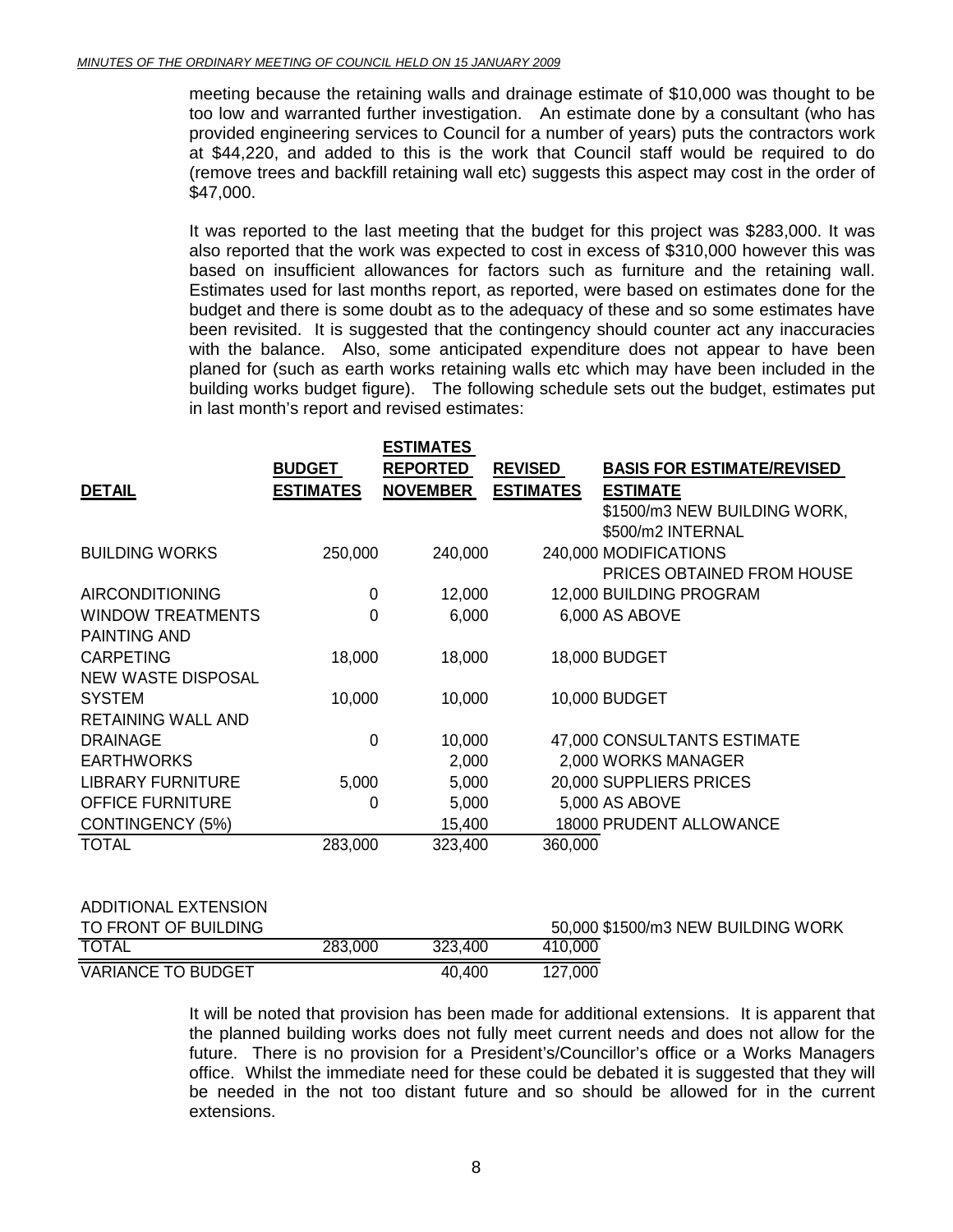meeting because the retaining walls and drainage estimate of $10,000 was thought to be too low and warranted further investigation. An estimate done by a consultant (who has provided engineering services to Council for a number of years) puts the contractors work at $44,220, and added to this is the work that Council staff would be required to do (remove trees and backfill retaining wall etc) suggests this aspect may cost in the order of $47,000.

It was reported to the last meeting that the budget for this project was $283,000. It was also reported that the work was expected to cost in excess of $310,000 however this was based on insufficient allowances for factors such as furniture and the retaining wall. Estimates used for last months report, as reported, were based on estimates done for the budget and there is some doubt as to the adequacy of these and so some estimates have been revisited. It is suggested that the contingency should counter act any inaccuracies with the balance. Also, some anticipated expenditure does not appear to have been planed for (such as earth works retaining walls etc which may have been included in the building works budget figure). The following schedule sets out the budget, estimates put in last month's report and revised estimates:

| DETAIL | BUDGET ESTIMATES | ESTIMATES REPORTED NOVEMBER | REVISED ESTIMATES | BASIS FOR ESTIMATE/REVISED ESTIMATE |
|---|---|---|---|---|
| BUILDING WORKS | 250,000 | 240,000 | 240,000 | $1500/m3 NEW BUILDING WORK, $500/m2 INTERNAL MODIFICATIONS |
| AIRCONDITIONING | 0 | 12,000 | 12,000 | PRICES OBTAINED FROM HOUSE BUILDING PROGRAM |
| WINDOW TREATMENTS | 0 | 6,000 | 6,000 | AS ABOVE |
| PAINTING AND CARPETING | 18,000 | 18,000 | 18,000 | BUDGET |
| NEW WASTE DISPOSAL SYSTEM | 10,000 | 10,000 | 10,000 | BUDGET |
| RETAINING WALL AND DRAINAGE | 0 | 10,000 | 47,000 | CONSULTANTS ESTIMATE |
| EARTHWORKS | | 2,000 | 2,000 | WORKS MANAGER |
| LIBRARY FURNITURE | 5,000 | 5,000 | 20,000 | SUPPLIERS PRICES |
| OFFICE FURNITURE | 0 | 5,000 | 5,000 | AS ABOVE |
| CONTINGENCY (5%) | | 15,400 | 18000 | PRUDENT ALLOWANCE |
| TOTAL | 283,000 | 323,400 | 360,000 | |
| | | | | |
| ADDITIONAL EXTENSION TO FRONT OF BUILDING | | | 50,000 | $1500/m3 NEW BUILDING WORK |
| TOTAL | 283,000 | 323,400 | 410,000 | |
| VARIANCE TO BUDGET | | 40,400 | 127,000 | |

It will be noted that provision has been made for additional extensions. It is apparent that the planned building works does not fully meet current needs and does not allow for the future. There is no provision for a President's/Councillor's office or a Works Managers office. Whilst the immediate need for these could be debated it is suggested that they will be needed in the not too distant future and so should be allowed for in the current extensions.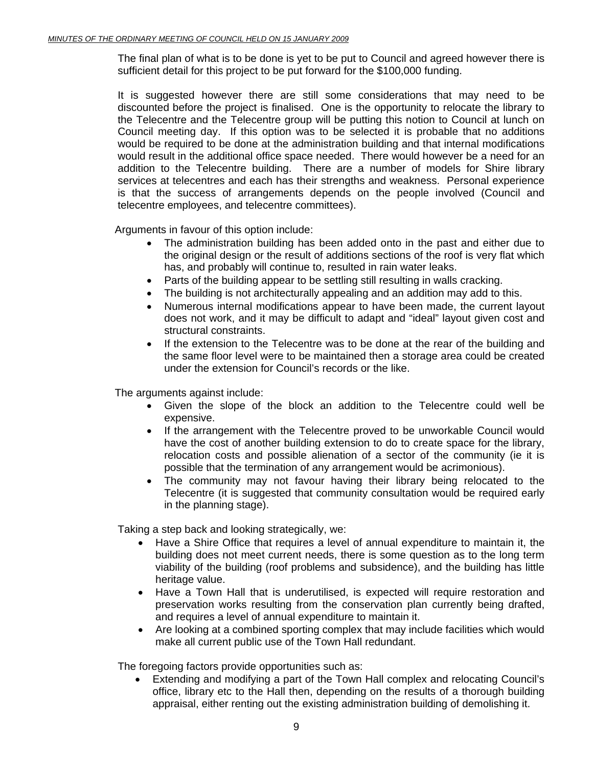The final plan of what is to be done is yet to be put to Council and agreed however there is sufficient detail for this project to be put forward for the $100,000 funding.

It is suggested however there are still some considerations that may need to be discounted before the project is finalised. One is the opportunity to relocate the library to the Telecentre and the Telecentre group will be putting this notion to Council at lunch on Council meeting day. If this option was to be selected it is probable that no additions would be required to be done at the administration building and that internal modifications would result in the additional office space needed. There would however be a need for an addition to the Telecentre building. There are a number of models for Shire library services at telecentres and each has their strengths and weakness. Personal experience is that the success of arrangements depends on the people involved (Council and telecentre employees, and telecentre committees).

Arguments in favour of this option include:

- The administration building has been added onto in the past and either due to the original design or the result of additions sections of the roof is very flat which has, and probably will continue to, resulted in rain water leaks.
- Parts of the building appear to be settling still resulting in walls cracking.
- The building is not architecturally appealing and an addition may add to this.
- Numerous internal modifications appear to have been made, the current layout does not work, and it may be difficult to adapt and "ideal" layout given cost and structural constraints.
- If the extension to the Telecentre was to be done at the rear of the building and the same floor level were to be maintained then a storage area could be created under the extension for Council's records or the like.

The arguments against include:

- Given the slope of the block an addition to the Telecentre could well be expensive.
- If the arrangement with the Telecentre proved to be unworkable Council would have the cost of another building extension to do to create space for the library, relocation costs and possible alienation of a sector of the community (ie it is possible that the termination of any arrangement would be acrimonious).
- The community may not favour having their library being relocated to the Telecentre (it is suggested that community consultation would be required early in the planning stage).

Taking a step back and looking strategically, we:

- Have a Shire Office that requires a level of annual expenditure to maintain it, the building does not meet current needs, there is some question as to the long term viability of the building (roof problems and subsidence), and the building has little heritage value.
- Have a Town Hall that is underutilised, is expected will require restoration and preservation works resulting from the conservation plan currently being drafted, and requires a level of annual expenditure to maintain it.
- Are looking at a combined sporting complex that may include facilities which would make all current public use of the Town Hall redundant.

The foregoing factors provide opportunities such as:

- Extending and modifying a part of the Town Hall complex and relocating Council's office, library etc to the Hall then, depending on the results of a thorough building appraisal, either renting out the existing administration building of demolishing it.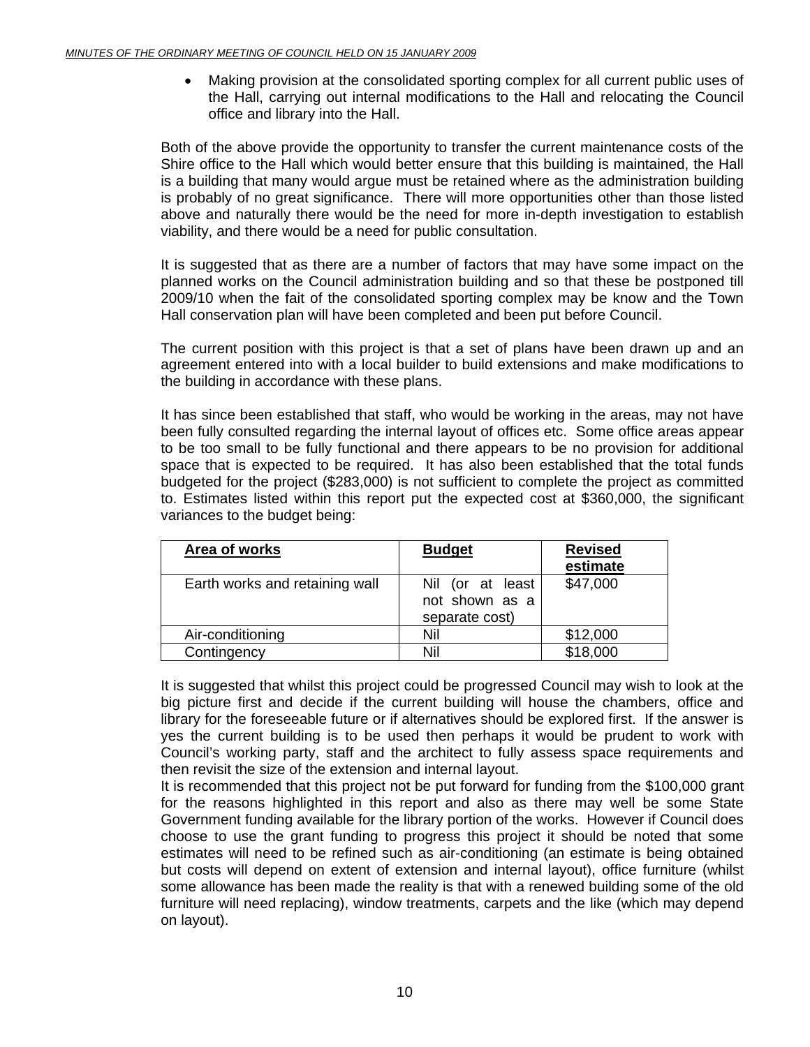- Making provision at the consolidated sporting complex for all current public uses of the Hall, carrying out internal modifications to the Hall and relocating the Council office and library into the Hall.

Both of the above provide the opportunity to transfer the current maintenance costs of the Shire office to the Hall which would better ensure that this building is maintained, the Hall is a building that many would argue must be retained where as the administration building is probably of no great significance. There will more opportunities other than those listed above and naturally there would be the need for more in-depth investigation to establish viability, and there would be a need for public consultation.

It is suggested that as there are a number of factors that may have some impact on the planned works on the Council administration building and so that these be postponed till 2009/10 when the fait of the consolidated sporting complex may be know and the Town Hall conservation plan will have been completed and been put before Council.

The current position with this project is that a set of plans have been drawn up and an agreement entered into with a local builder to build extensions and make modifications to the building in accordance with these plans.

It has since been established that staff, who would be working in the areas, may not have been fully consulted regarding the internal layout of offices etc. Some office areas appear to be too small to be fully functional and there appears to be no provision for additional space that is expected to be required. It has also been established that the total funds budgeted for the project ($283,000) is not sufficient to complete the project as committed to. Estimates listed within this report put the expected cost at $360,000, the significant variances to the budget being:

| **Area of works** | **Budget** | **Revised estimate** |
|---|---|---|
| Earth works and retaining wall | Nil (or at least not shown as a separate cost) | $47,000 |
| Air-conditioning | Nil | $12,000 |
| Contingency | Nil | $18,000 |

It is suggested that whilst this project could be progressed Council may wish to look at the big picture first and decide if the current building will house the chambers, office and library for the foreseeable future or if alternatives should be explored first. If the answer is yes the current building is to be used then perhaps it would be prudent to work with Council's working party, staff and the architect to fully assess space requirements and then revisit the size of the extension and internal layout.

It is recommended that this project not be put forward for funding from the $100,000 grant for the reasons highlighted in this report and also as there may well be some State Government funding available for the library portion of the works. However if Council does choose to use the grant funding to progress this project it should be noted that some estimates will need to be refined such as air-conditioning (an estimate is being obtained but costs will depend on extent of extension and internal layout), office furniture (whilst some allowance has been made the reality is that with a renewed building some of the old furniture will need replacing), window treatments, carpets and the like (which may depend on layout).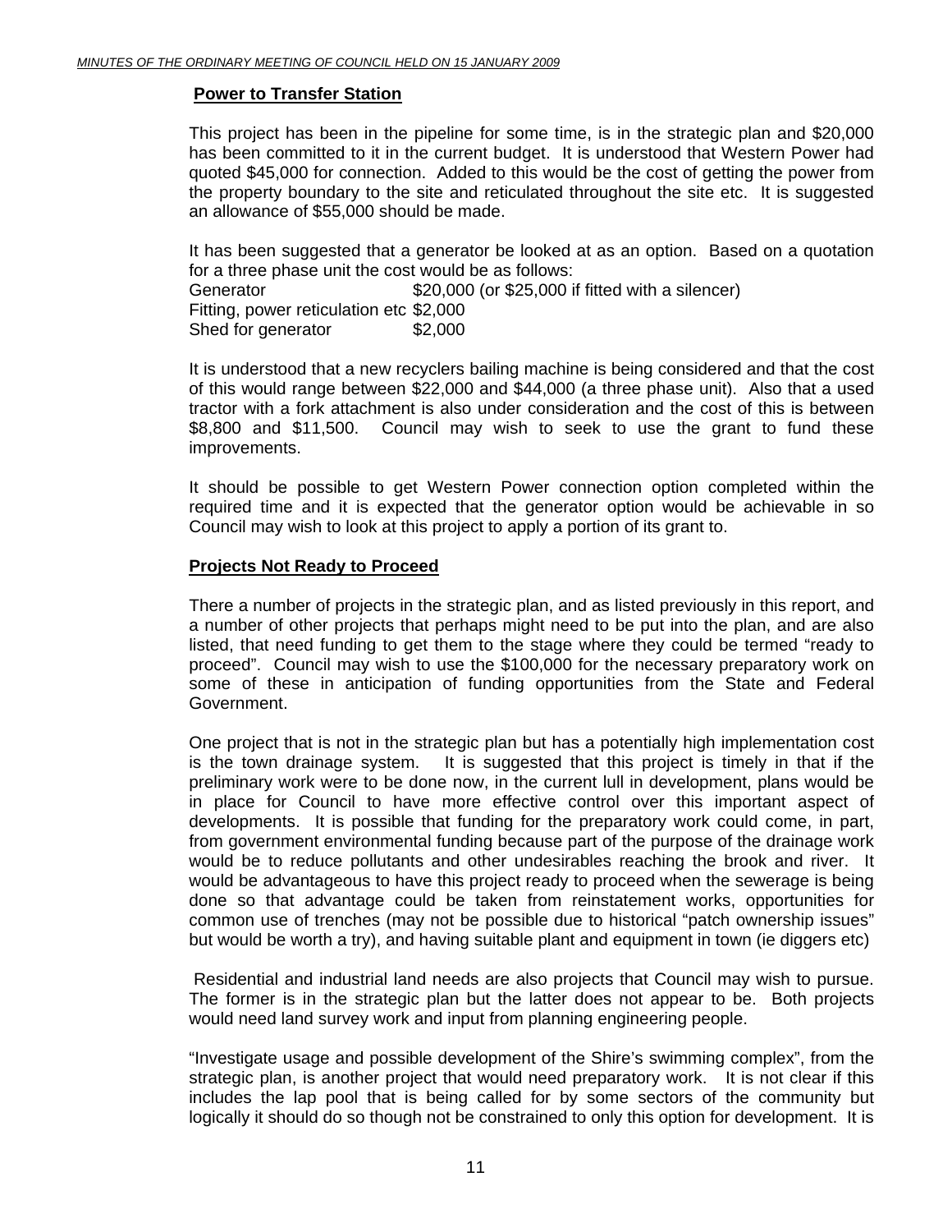## Power to Transfer Station

This project has been in the pipeline for some time, is in the strategic plan and $20,000 has been committed to it in the current budget. It is understood that Western Power had quoted $45,000 for connection. Added to this would be the cost of getting the power from the property boundary to the site and reticulated throughout the site etc. It is suggested an allowance of $55,000 should be made.

It has been suggested that a generator be looked at as an option. Based on a quotation for a three phase unit the cost would be as follows:

| | |
|---|---|
| Generator | $20,000 (or $25,000 if fitted with a silencer) |
| Fitting, power reticulation etc | $2,000 |
| Shed for generator | $2,000 |

It is understood that a new recyclers bailing machine is being considered and that the cost of this would range between $22,000 and $44,000 (a three phase unit). Also that a used tractor with a fork attachment is also under consideration and the cost of this is between $8,800 and $11,500. Council may wish to seek to use the grant to fund these improvements.

It should be possible to get Western Power connection option completed within the required time and it is expected that the generator option would be achievable in so Council may wish to look at this project to apply a portion of its grant to.

## Projects Not Ready to Proceed

There a number of projects in the strategic plan, and as listed previously in this report, and a number of other projects that perhaps might need to be put into the plan, and are also listed, that need funding to get them to the stage where they could be termed "ready to proceed". Council may wish to use the $100,000 for the necessary preparatory work on some of these in anticipation of funding opportunities from the State and Federal Government.

One project that is not in the strategic plan but has a potentially high implementation cost is the town drainage system. It is suggested that this project is timely in that if the preliminary work were to be done now, in the current lull in development, plans would be in place for Council to have more effective control over this important aspect of developments. It is possible that funding for the preparatory work could come, in part, from government environmental funding because part of the purpose of the drainage work would be to reduce pollutants and other undesirables reaching the brook and river. It would be advantageous to have this project ready to proceed when the sewerage is being done so that advantage could be taken from reinstatement works, opportunities for common use of trenches (may not be possible due to historical "patch ownership issues" but would be worth a try), and having suitable plant and equipment in town (ie diggers etc)

Residential and industrial land needs are also projects that Council may wish to pursue. The former is in the strategic plan but the latter does not appear to be. Both projects would need land survey work and input from planning engineering people.

"Investigate usage and possible development of the Shire's swimming complex", from the strategic plan, is another project that would need preparatory work. It is not clear if this includes the lap pool that is being called for by some sectors of the community but logically it should do so though not be constrained to only this option for development. It is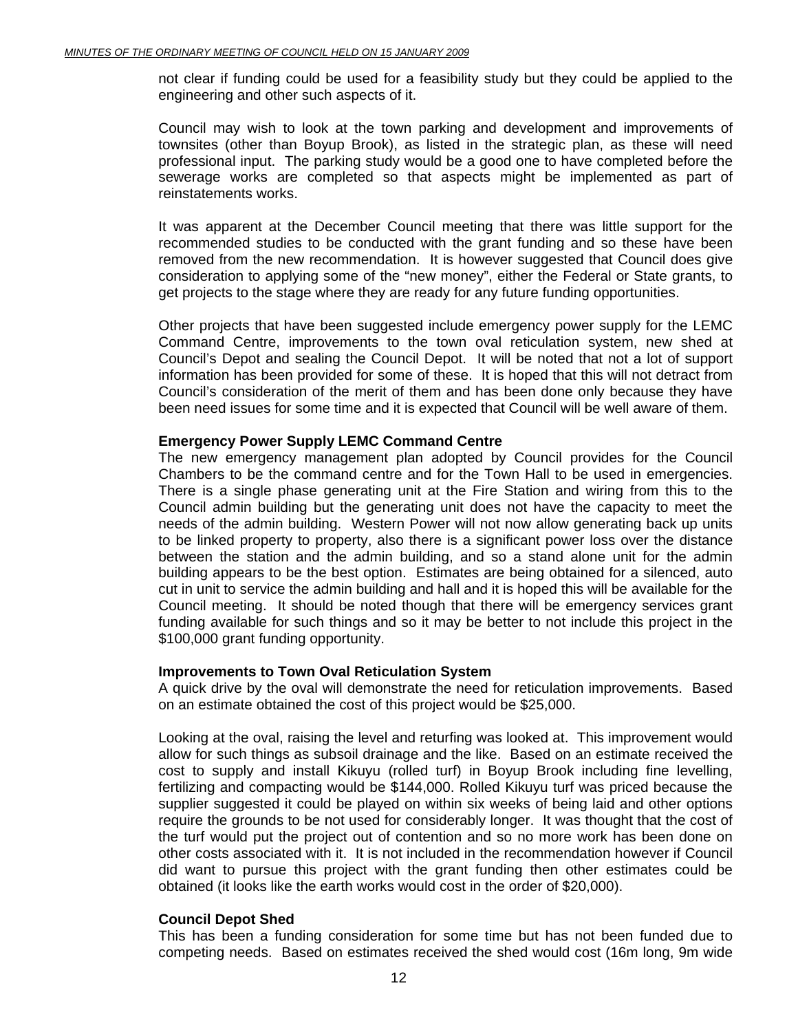not clear if funding could be used for a feasibility study but they could be applied to the engineering and other such aspects of it.

Council may wish to look at the town parking and development and improvements of townsites (other than Boyup Brook), as listed in the strategic plan, as these will need professional input. The parking study would be a good one to have completed before the sewerage works are completed so that aspects might be implemented as part of reinstatements works.

It was apparent at the December Council meeting that there was little support for the recommended studies to be conducted with the grant funding and so these have been removed from the new recommendation. It is however suggested that Council does give consideration to applying some of the "new money", either the Federal or State grants, to get projects to the stage where they are ready for any future funding opportunities.

Other projects that have been suggested include emergency power supply for the LEMC Command Centre, improvements to the town oval reticulation system, new shed at Council's Depot and sealing the Council Depot. It will be noted that not a lot of support information has been provided for some of these. It is hoped that this will not detract from Council's consideration of the merit of them and has been done only because they have been need issues for some time and it is expected that Council will be well aware of them.

**Emergency Power Supply LEMC Command Centre**

The new emergency management plan adopted by Council provides for the Council Chambers to be the command centre and for the Town Hall to be used in emergencies. There is a single phase generating unit at the Fire Station and wiring from this to the Council admin building but the generating unit does not have the capacity to meet the needs of the admin building. Western Power will not now allow generating back up units to be linked property to property, also there is a significant power loss over the distance between the station and the admin building, and so a stand alone unit for the admin building appears to be the best option. Estimates are being obtained for a silenced, auto cut in unit to service the admin building and hall and it is hoped this will be available for the Council meeting. It should be noted though that there will be emergency services grant funding available for such things and so it may be better to not include this project in the $100,000 grant funding opportunity.

**Improvements to Town Oval Reticulation System**

A quick drive by the oval will demonstrate the need for reticulation improvements. Based on an estimate obtained the cost of this project would be $25,000.

Looking at the oval, raising the level and returfing was looked at. This improvement would allow for such things as subsoil drainage and the like. Based on an estimate received the cost to supply and install Kikuyu (rolled turf) in Boyup Brook including fine levelling, fertilizing and compacting would be $144,000. Rolled Kikuyu turf was priced because the supplier suggested it could be played on within six weeks of being laid and other options require the grounds to be not used for considerably longer. It was thought that the cost of the turf would put the project out of contention and so no more work has been done on other costs associated with it. It is not included in the recommendation however if Council did want to pursue this project with the grant funding then other estimates could be obtained (it looks like the earth works would cost in the order of $20,000).

**Council Depot Shed**

This has been a funding consideration for some time but has not been funded due to competing needs. Based on estimates received the shed would cost (16m long, 9m wide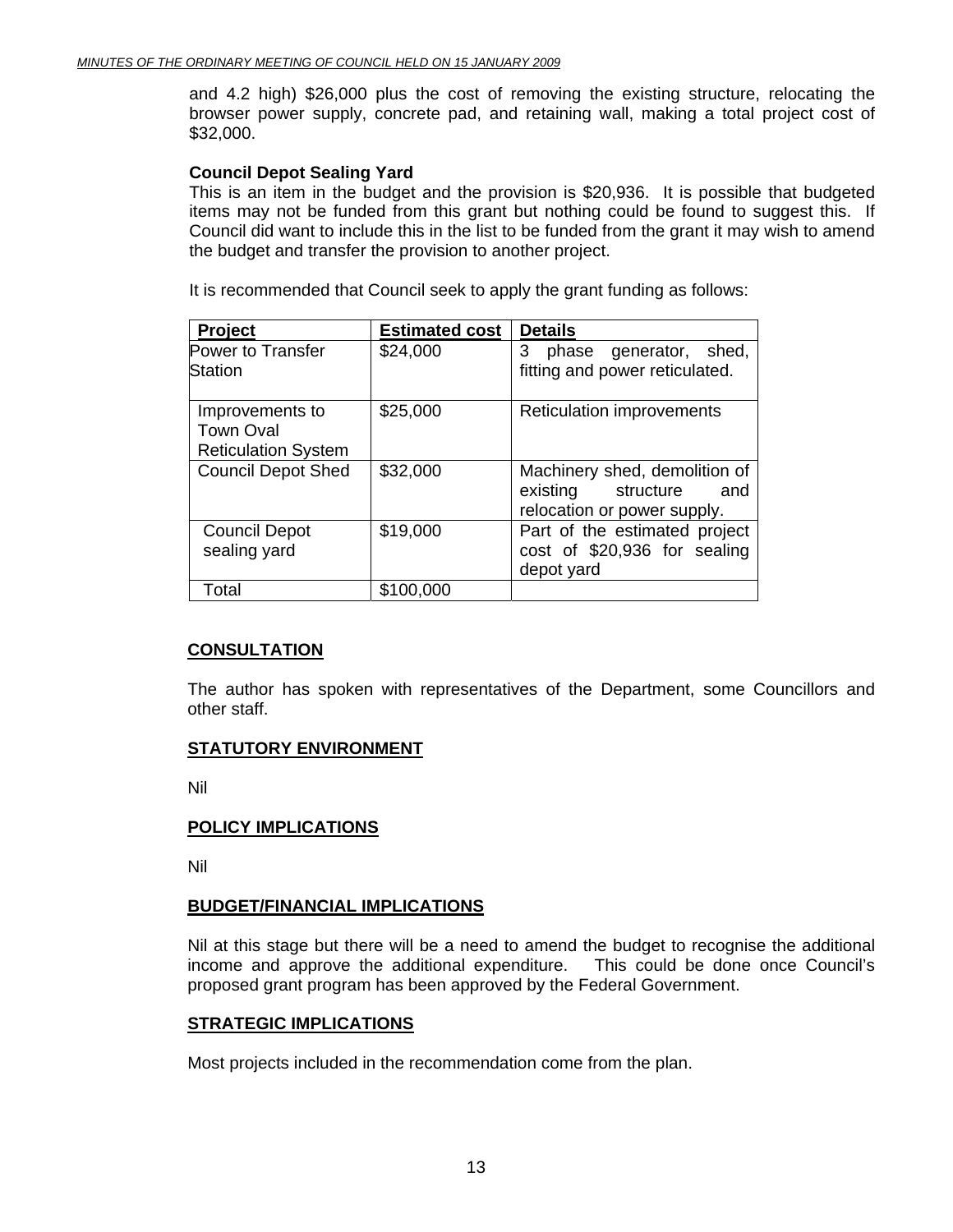and 4.2 high) $26,000 plus the cost of removing the existing structure, relocating the browser power supply, concrete pad, and retaining wall, making a total project cost of $32,000.

**Council Depot Sealing Yard**
This is an item in the budget and the provision is $20,936. It is possible that budgeted items may not be funded from this grant but nothing could be found to suggest this. If Council did want to include this in the list to be funded from the grant it may wish to amend the budget and transfer the provision to another project.

It is recommended that Council seek to apply the grant funding as follows:

| Project | Estimated cost | Details |
|---|---|---|
| Power to Transfer Station | $24,000 | 3 phase generator, shed, fitting and power reticulated. |
| Improvements to Town Oval Reticulation System | $25,000 | Reticulation improvements |
| Council Depot Shed | $32,000 | Machinery shed, demolition of existing structure and relocation or power supply. |
| Council Depot sealing yard | $19,000 | Part of the estimated project cost of $20,936 for sealing depot yard |
| Total | $100,000 | |

## CONSULTATION

The author has spoken with representatives of the Department, some Councillors and other staff.

## STATUTORY ENVIRONMENT

Nil

## POLICY IMPLICATIONS

Nil

## BUDGET/FINANCIAL IMPLICATIONS

Nil at this stage but there will be a need to amend the budget to recognise the additional income and approve the additional expenditure. This could be done once Council's proposed grant program has been approved by the Federal Government.

## STRATEGIC IMPLICATIONS

Most projects included in the recommendation come from the plan.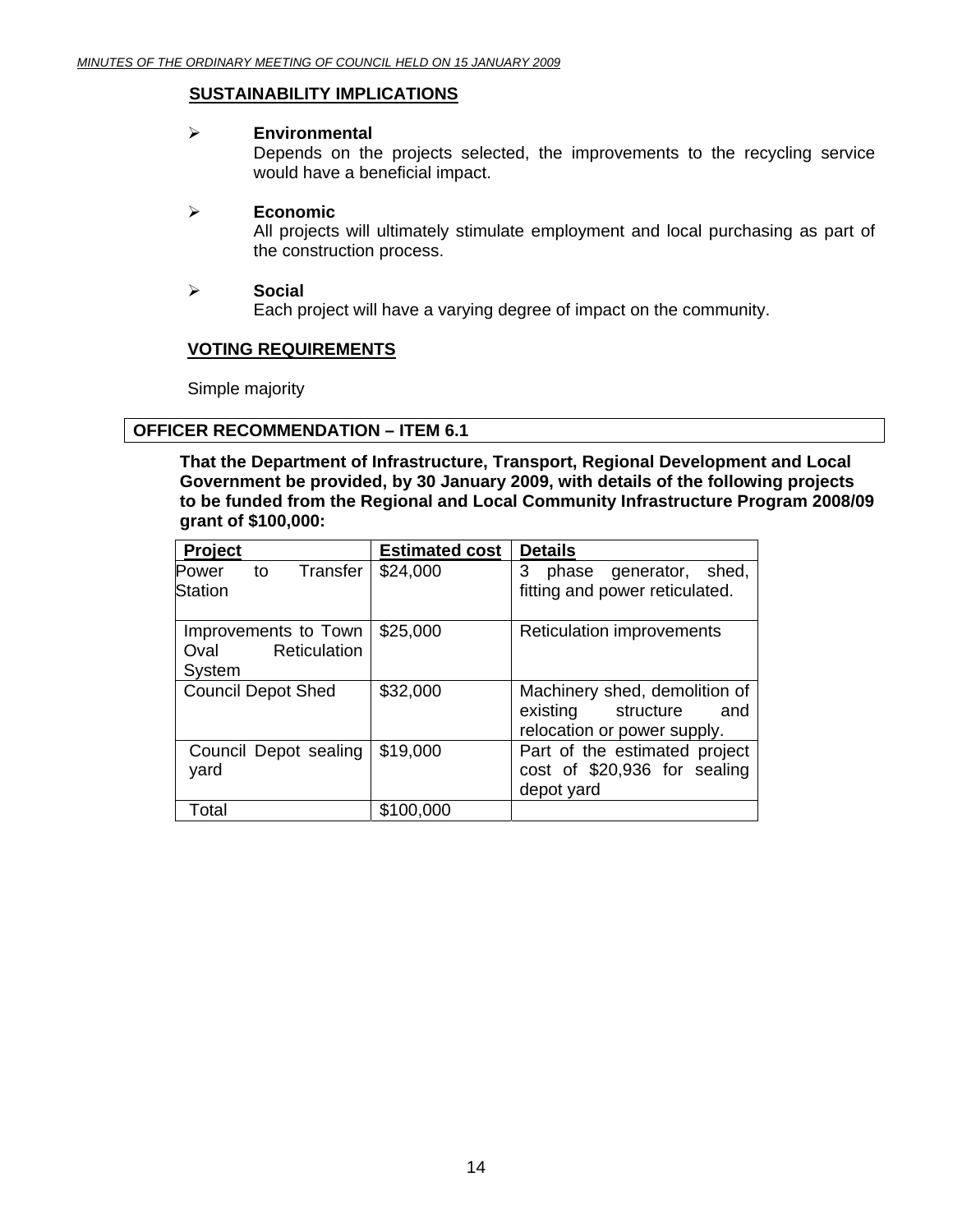## SUSTAINABILITY IMPLICATIONS

- **Environmental**
  Depends on the projects selected, the improvements to the recycling service would have a beneficial impact.

- **Economic**
  All projects will ultimately stimulate employment and local purchasing as part of the construction process.

- **Social**
  Each project will have a varying degree of impact on the community.

## VOTING REQUIREMENTS

Simple majority

**OFFICER RECOMMENDATION – ITEM 6.1**

**That the Department of Infrastructure, Transport, Regional Development and Local Government be provided, by 30 January 2009, with details of the following projects to be funded from the Regional and Local Community Infrastructure Program 2008/09 grant of $100,000:**

| Project | Estimated cost | Details |
|---|---|---|
| Power to Transfer Station | $24,000 | 3 phase generator, shed, fitting and power reticulated. |
| Improvements to Town Oval Reticulation System | $25,000 | Reticulation improvements |
| Council Depot Shed | $32,000 | Machinery shed, demolition of existing structure and relocation or power supply. |
| Council Depot sealing yard | $19,000 | Part of the estimated project cost of $20,936 for sealing depot yard |
| Total | $100,000 | |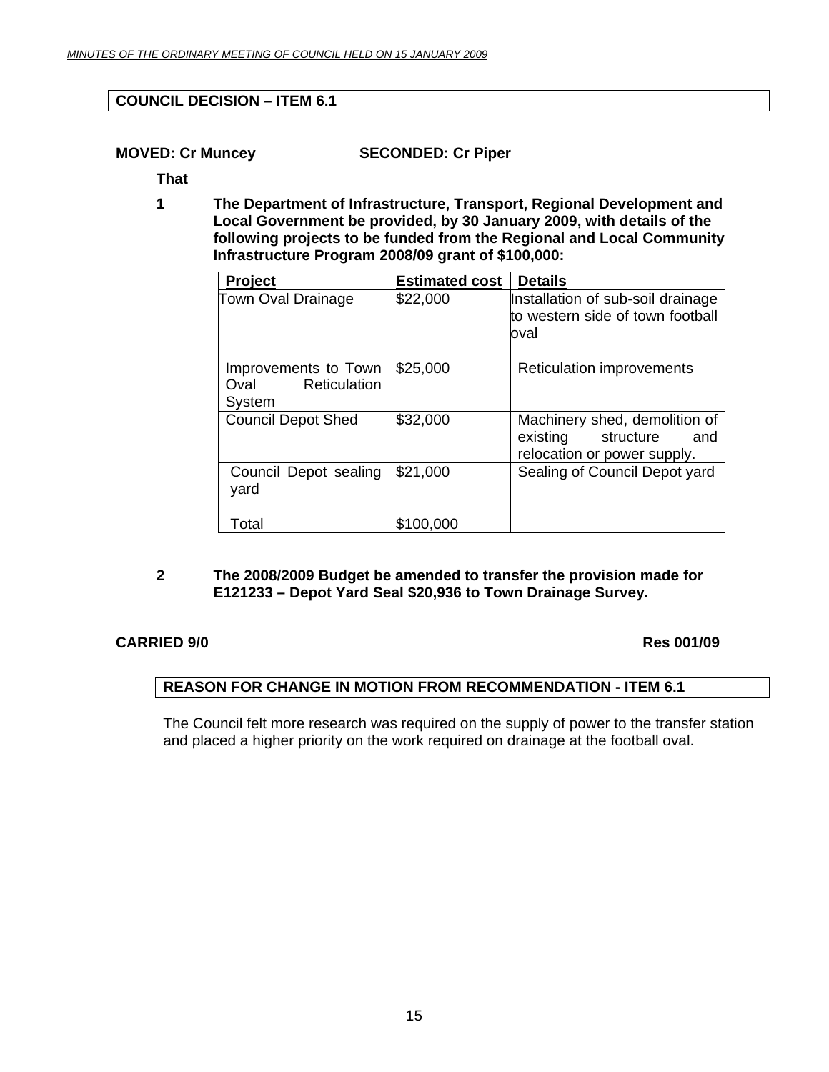**COUNCIL DECISION – ITEM 6.1**

**MOVED: Cr Muncey** **SECONDED: Cr Piper**

**That**

**1 The Department of Infrastructure, Transport, Regional Development and Local Government be provided, by 30 January 2009, with details of the following projects to be funded from the Regional and Local Community Infrastructure Program 2008/09 grant of $100,000:**

| Project | Estimated cost | Details |
|---|---|---|
| Town Oval Drainage | $22,000 | Installation of sub-soil drainage to western side of town football oval |
| Improvements to Town Oval Reticulation System | $25,000 | Reticulation improvements |
| Council Depot Shed | $32,000 | Machinery shed, demolition of existing structure and relocation or power supply. |
| Council Depot sealing yard | $21,000 | Sealing of Council Depot yard |
| Total | $100,000 | |

**2 The 2008/2009 Budget be amended to transfer the provision made for E121233 – Depot Yard Seal $20,936 to Town Drainage Survey.**

**CARRIED 9/0** **Res 001/09**

**REASON FOR CHANGE IN MOTION FROM RECOMMENDATION - ITEM 6.1**

The Council felt more research was required on the supply of power to the transfer station and placed a higher priority on the work required on drainage at the football oval.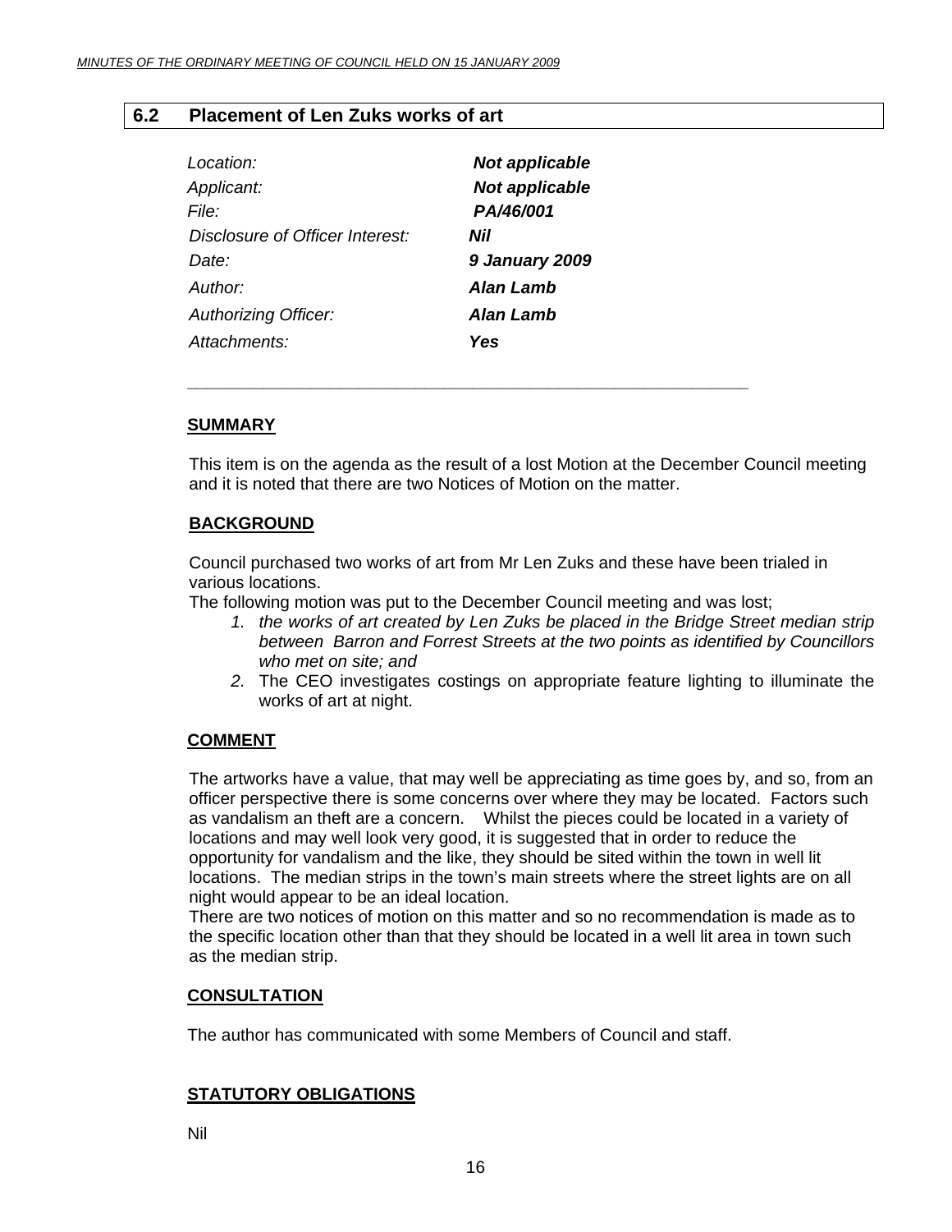## 6.2 Placement of Len Zuks works of art

| | |
|---|---|
| *Location:* | ***Not applicable*** |
| *Applicant:* | ***Not applicable*** |
| *File:* | ***PA/46/001*** |
| *Disclosure of Officer Interest:* | ***Nil*** |
| *Date:* | ***9 January 2009*** |
| *Author:* | ***Alan Lamb*** |
| *Authorizing Officer:* | ***Alan Lamb*** |
| *Attachments:* | ***Yes*** |

---

**SUMMARY**

This item is on the agenda as the result of a lost Motion at the December Council meeting and it is noted that there are two Notices of Motion on the matter.

**BACKGROUND**

Council purchased two works of art from Mr Len Zuks and these have been trialed in various locations.
The following motion was put to the December Council meeting and was lost;

1. *the works of art created by Len Zuks be placed in the Bridge Street median strip between Barron and Forrest Streets at the two points as identified by Councillors who met on site; and*
2. The CEO investigates costings on appropriate feature lighting to illuminate the works of art at night.

**COMMENT**

The artworks have a value, that may well be appreciating as time goes by, and so, from an officer perspective there is some concerns over where they may be located. Factors such as vandalism an theft are a concern. Whilst the pieces could be located in a variety of locations and may well look very good, it is suggested that in order to reduce the opportunity for vandalism and the like, they should be sited within the town in well lit locations. The median strips in the town's main streets where the street lights are on all night would appear to be an ideal location.
There are two notices of motion on this matter and so no recommendation is made as to the specific location other than that they should be located in a well lit area in town such as the median strip.

**CONSULTATION**

The author has communicated with some Members of Council and staff.

**STATUTORY OBLIGATIONS**

Nil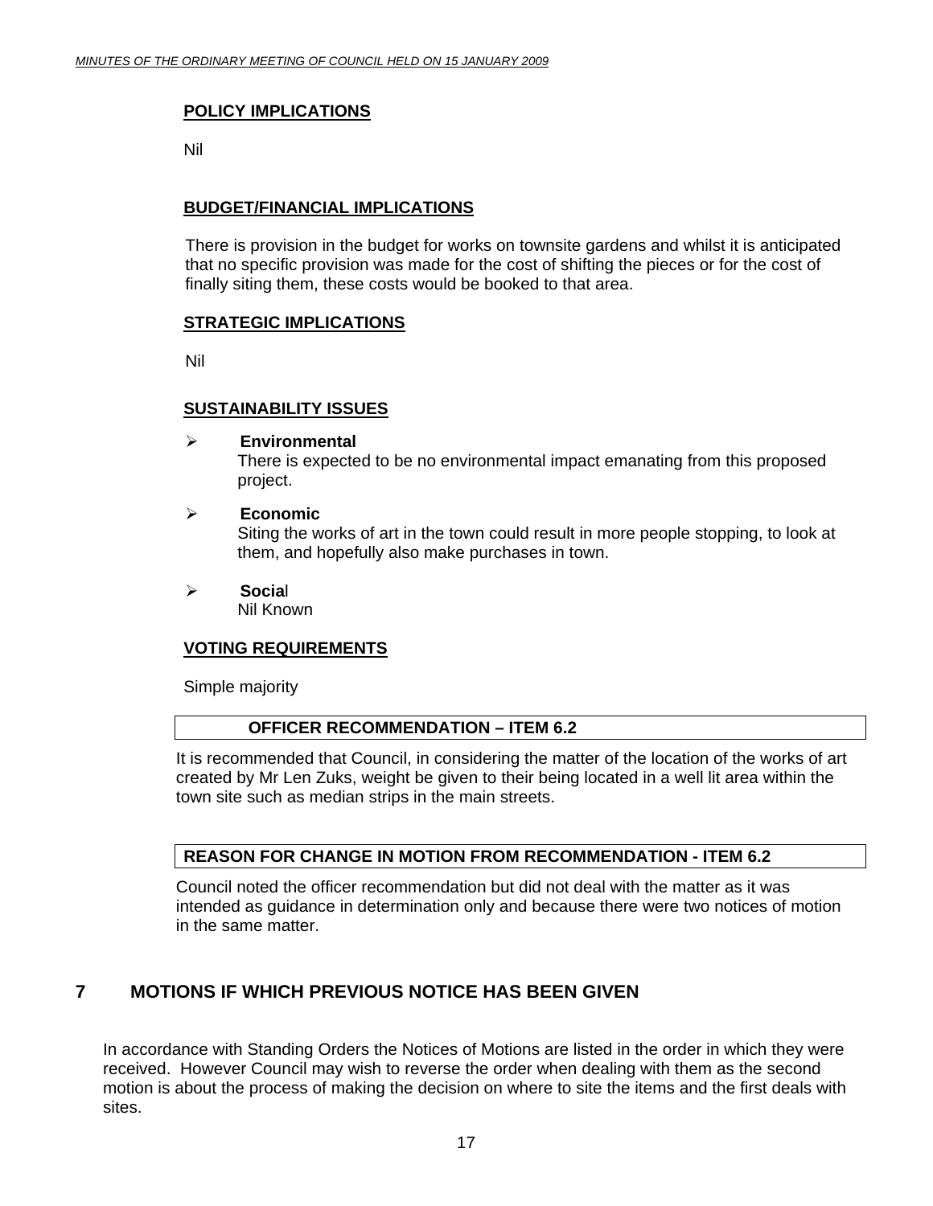**POLICY IMPLICATIONS**

Nil

**BUDGET/FINANCIAL IMPLICATIONS**

There is provision in the budget for works on townsite gardens and whilst it is anticipated that no specific provision was made for the cost of shifting the pieces or for the cost of finally siting them, these costs would be booked to that area.

**STRATEGIC IMPLICATIONS**

Nil

**SUSTAINABILITY ISSUES**

- **Environmental**
  There is expected to be no environmental impact emanating from this proposed project.

- **Economic**
  Siting the works of art in the town could result in more people stopping, to look at them, and hopefully also make purchases in town.

- **Social**
  Nil Known

**VOTING REQUIREMENTS**

Simple majority

**OFFICER RECOMMENDATION – ITEM 6.2**

It is recommended that Council, in considering the matter of the location of the works of art created by Mr Len Zuks, weight be given to their being located in a well lit area within the town site such as median strips in the main streets.

**REASON FOR CHANGE IN MOTION FROM RECOMMENDATION - ITEM 6.2**

Council noted the officer recommendation but did not deal with the matter as it was intended as guidance in determination only and because there were two notices of motion in the same matter.

## 7 MOTIONS IF WHICH PREVIOUS NOTICE HAS BEEN GIVEN

In accordance with Standing Orders the Notices of Motions are listed in the order in which they were received. However Council may wish to reverse the order when dealing with them as the second motion is about the process of making the decision on where to site the items and the first deals with sites.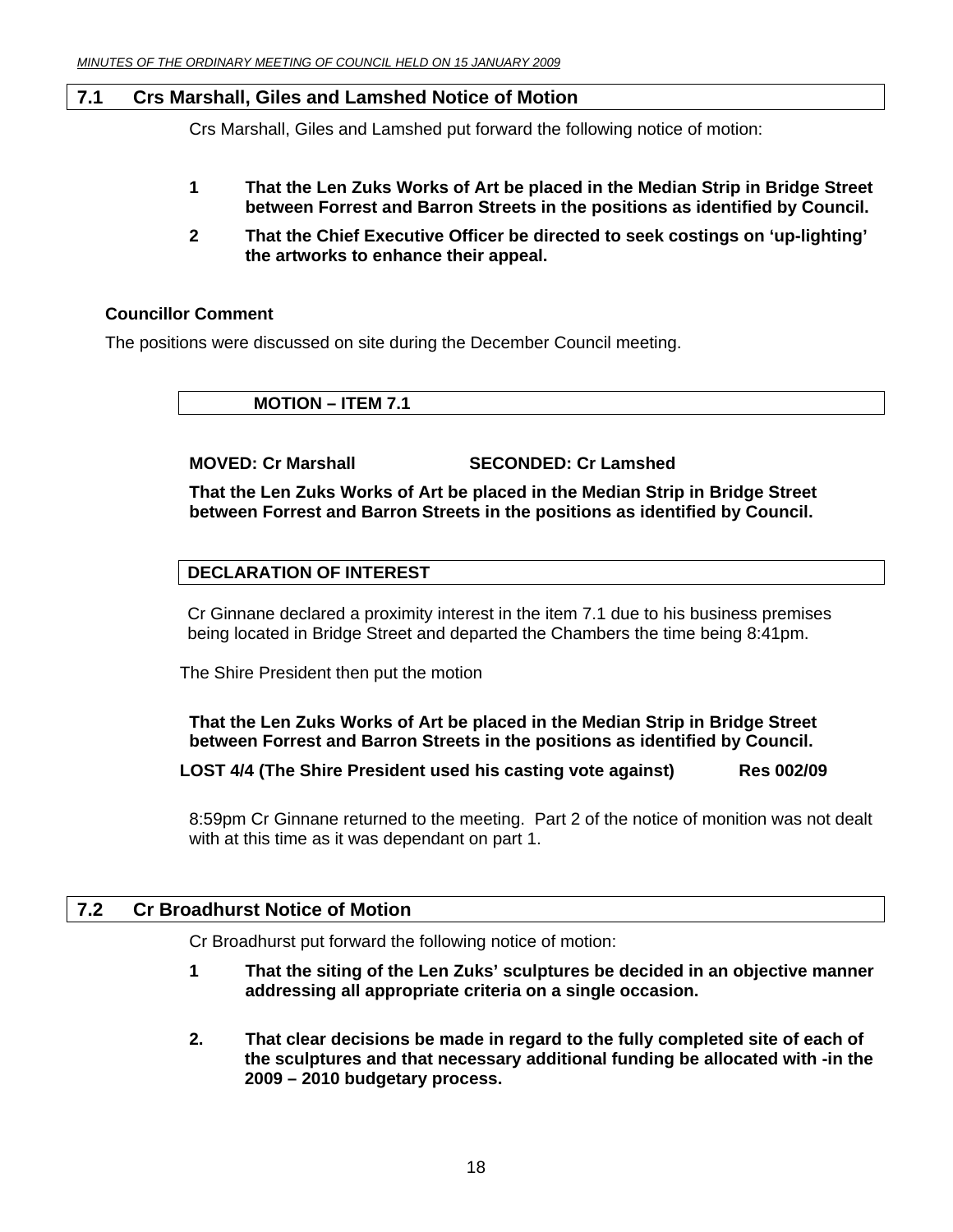## 7.1 Crs Marshall, Giles and Lamshed Notice of Motion

Crs Marshall, Giles and Lamshed put forward the following notice of motion:

**1 That the Len Zuks Works of Art be placed in the Median Strip in Bridge Street between Forrest and Barron Streets in the positions as identified by Council.**

**2 That the Chief Executive Officer be directed to seek costings on 'up-lighting' the artworks to enhance their appeal.**

**Councillor Comment**

The positions were discussed on site during the December Council meeting.

**MOTION – ITEM 7.1**

**MOVED: Cr Marshall SECONDED: Cr Lamshed**

**That the Len Zuks Works of Art be placed in the Median Strip in Bridge Street between Forrest and Barron Streets in the positions as identified by Council.**

**DECLARATION OF INTEREST**

Cr Ginnane declared a proximity interest in the item 7.1 due to his business premises being located in Bridge Street and departed the Chambers the time being 8:41pm.

The Shire President then put the motion

**That the Len Zuks Works of Art be placed in the Median Strip in Bridge Street between Forrest and Barron Streets in the positions as identified by Council.**

**LOST 4/4 (The Shire President used his casting vote against) Res 002/09**

8:59pm Cr Ginnane returned to the meeting. Part 2 of the notice of monition was not dealt with at this time as it was dependant on part 1.

## 7.2 Cr Broadhurst Notice of Motion

Cr Broadhurst put forward the following notice of motion:

**1 That the siting of the Len Zuks' sculptures be decided in an objective manner addressing all appropriate criteria on a single occasion.**

**2. That clear decisions be made in regard to the fully completed site of each of the sculptures and that necessary additional funding be allocated with -in the 2009 – 2010 budgetary process.**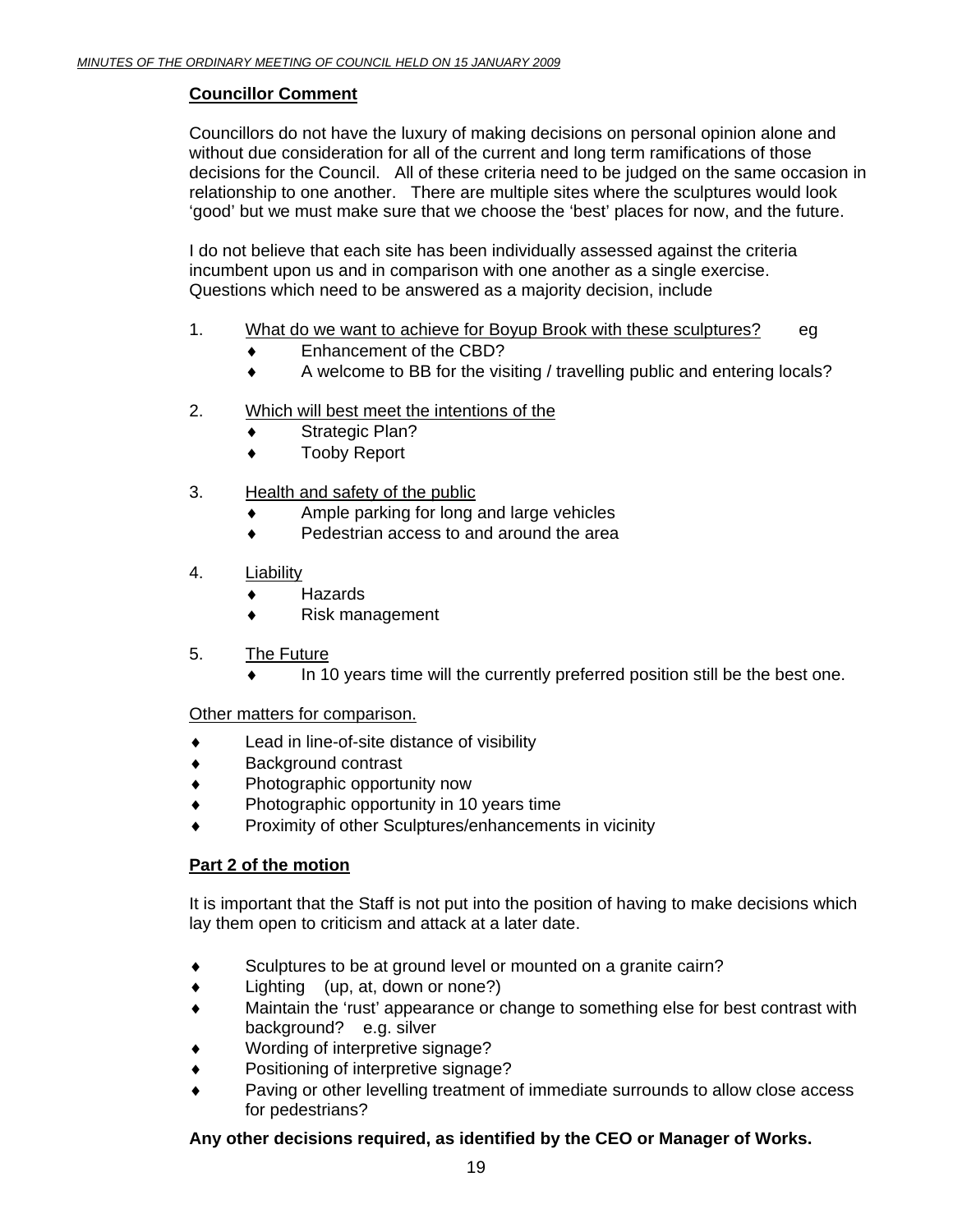**Councillor Comment**

Councillors do not have the luxury of making decisions on personal opinion alone and without due consideration for all of the current and long term ramifications of those decisions for the Council. All of these criteria need to be judged on the same occasion in relationship to one another. There are multiple sites where the sculptures would look 'good' but we must make sure that we choose the 'best' places for now, and the future.

I do not believe that each site has been individually assessed against the criteria incumbent upon us and in comparison with one another as a single exercise. Questions which need to be answered as a majority decision, include

1. <u>What do we want to achieve for Boyup Brook with these sculptures?</u> eg
   - Enhancement of the CBD?
   - A welcome to BB for the visiting / travelling public and entering locals?

2. <u>Which will best meet the intentions of the</u>
   - Strategic Plan?
   - Tooby Report

3. <u>Health and safety of the public</u>
   - Ample parking for long and large vehicles
   - Pedestrian access to and around the area

4. <u>Liability</u>
   - Hazards
   - Risk management

5. <u>The Future</u>
   - In 10 years time will the currently preferred position still be the best one.

<u>Other matters for comparison.</u>

- Lead in line-of-site distance of visibility
- Background contrast
- Photographic opportunity now
- Photographic opportunity in 10 years time
- Proximity of other Sculptures/enhancements in vicinity

**Part 2 of the motion**

It is important that the Staff is not put into the position of having to make decisions which lay them open to criticism and attack at a later date.

- Sculptures to be at ground level or mounted on a granite cairn?
- Lighting (up, at, down or none?)
- Maintain the 'rust' appearance or change to something else for best contrast with background? e.g. silver
- Wording of interpretive signage?
- Positioning of interpretive signage?
- Paving or other levelling treatment of immediate surrounds to allow close access for pedestrians?

**Any other decisions required, as identified by the CEO or Manager of Works.**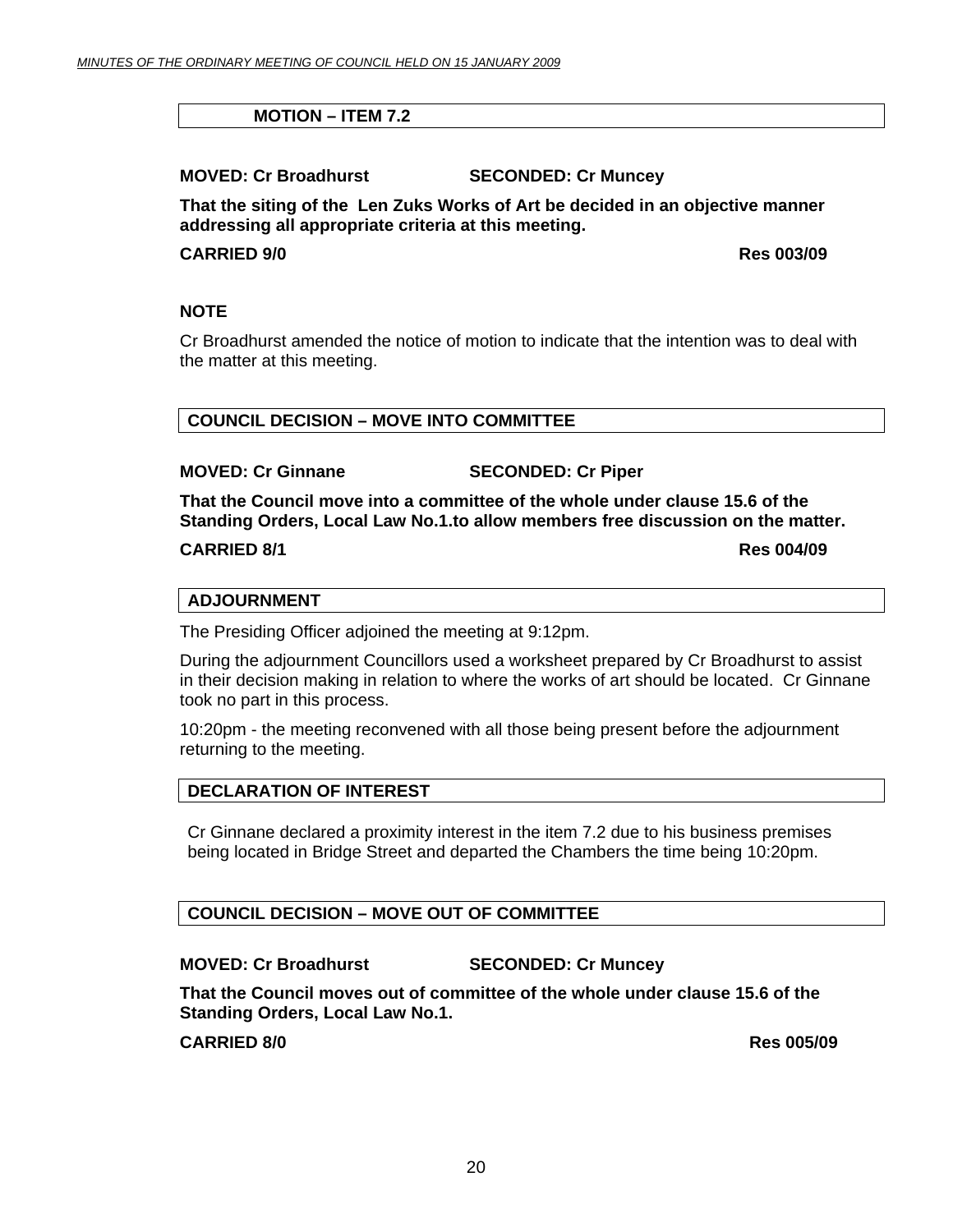**MOTION – ITEM 7.2**

**MOVED: Cr Broadhurst SECONDED: Cr Muncey**

**That the siting of the Len Zuks Works of Art be decided in an objective manner addressing all appropriate criteria at this meeting.**

**CARRIED 9/0 Res 003/09**

**NOTE**

Cr Broadhurst amended the notice of motion to indicate that the intention was to deal with the matter at this meeting.

**COUNCIL DECISION – MOVE INTO COMMITTEE**

**MOVED: Cr Ginnane SECONDED: Cr Piper**

**That the Council move into a committee of the whole under clause 15.6 of the Standing Orders, Local Law No.1.to allow members free discussion on the matter.**

**CARRIED 8/1 Res 004/09**

**ADJOURNMENT**

The Presiding Officer adjoined the meeting at 9:12pm.

During the adjournment Councillors used a worksheet prepared by Cr Broadhurst to assist in their decision making in relation to where the works of art should be located. Cr Ginnane took no part in this process.

10:20pm - the meeting reconvened with all those being present before the adjournment returning to the meeting.

**DECLARATION OF INTEREST**

Cr Ginnane declared a proximity interest in the item 7.2 due to his business premises being located in Bridge Street and departed the Chambers the time being 10:20pm.

**COUNCIL DECISION – MOVE OUT OF COMMITTEE**

**MOVED: Cr Broadhurst SECONDED: Cr Muncey**

**That the Council moves out of committee of the whole under clause 15.6 of the Standing Orders, Local Law No.1.**

**CARRIED 8/0 Res 005/09**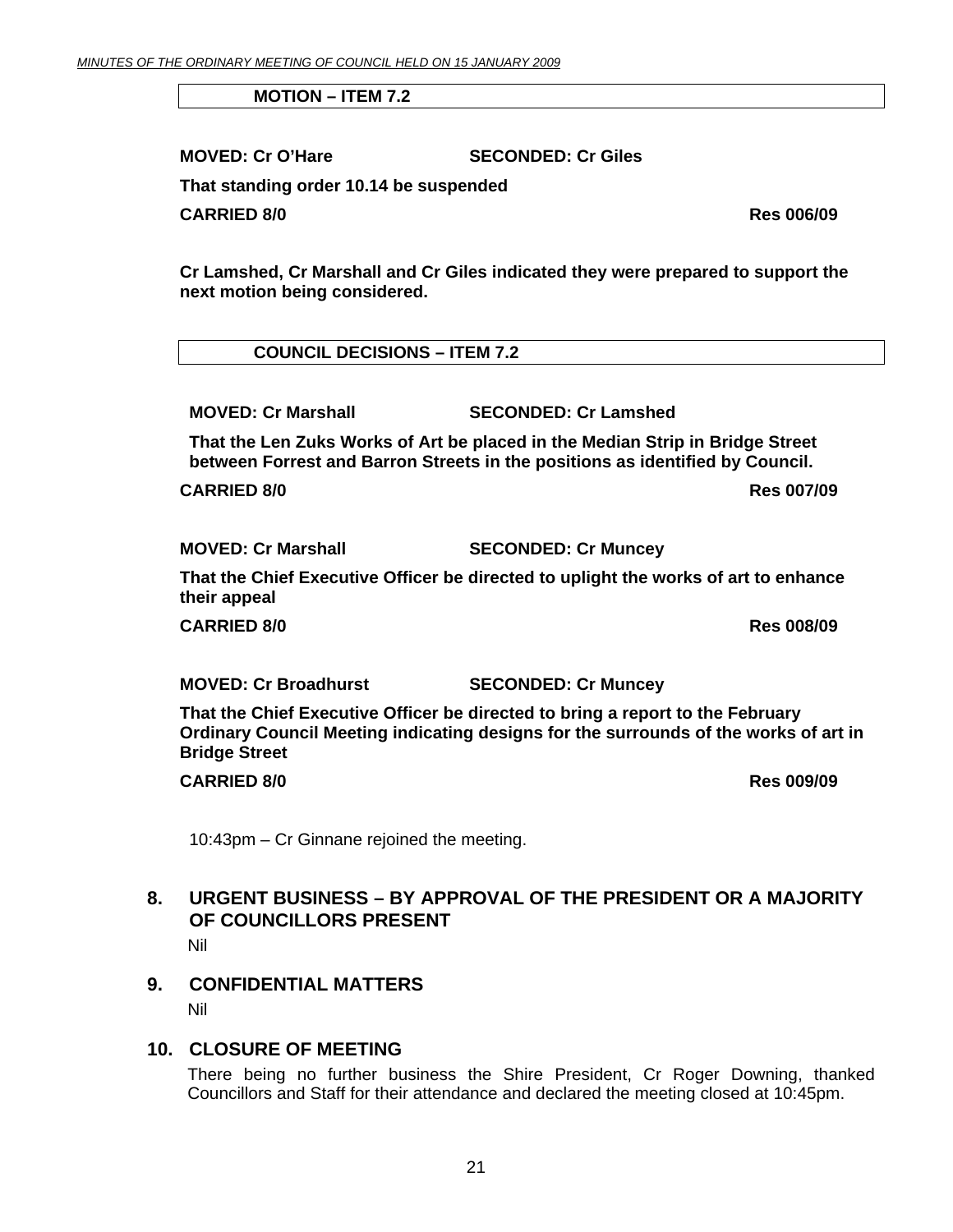**MOTION – ITEM 7.2**

**MOVED: Cr O'Hare SECONDED: Cr Giles**

**That standing order 10.14 be suspended**

**CARRIED 8/0 Res 006/09**

**Cr Lamshed, Cr Marshall and Cr Giles indicated they were prepared to support the next motion being considered.**

**COUNCIL DECISIONS – ITEM 7.2**

**MOVED: Cr Marshall SECONDED: Cr Lamshed**

**That the Len Zuks Works of Art be placed in the Median Strip in Bridge Street between Forrest and Barron Streets in the positions as identified by Council.**

**CARRIED 8/0 Res 007/09**

**MOVED: Cr Marshall SECONDED: Cr Muncey**

**That the Chief Executive Officer be directed to uplight the works of art to enhance their appeal**

**CARRIED 8/0 Res 008/09**

**MOVED: Cr Broadhurst SECONDED: Cr Muncey**

**That the Chief Executive Officer be directed to bring a report to the February Ordinary Council Meeting indicating designs for the surrounds of the works of art in Bridge Street**

**CARRIED 8/0 Res 009/09**

10:43pm – Cr Ginnane rejoined the meeting.

## 8. URGENT BUSINESS – BY APPROVAL OF THE PRESIDENT OR A MAJORITY OF COUNCILLORS PRESENT

Nil

## 9. CONFIDENTIAL MATTERS

Nil

## 10. CLOSURE OF MEETING

There being no further business the Shire President, Cr Roger Downing, thanked Councillors and Staff for their attendance and declared the meeting closed at 10:45pm.